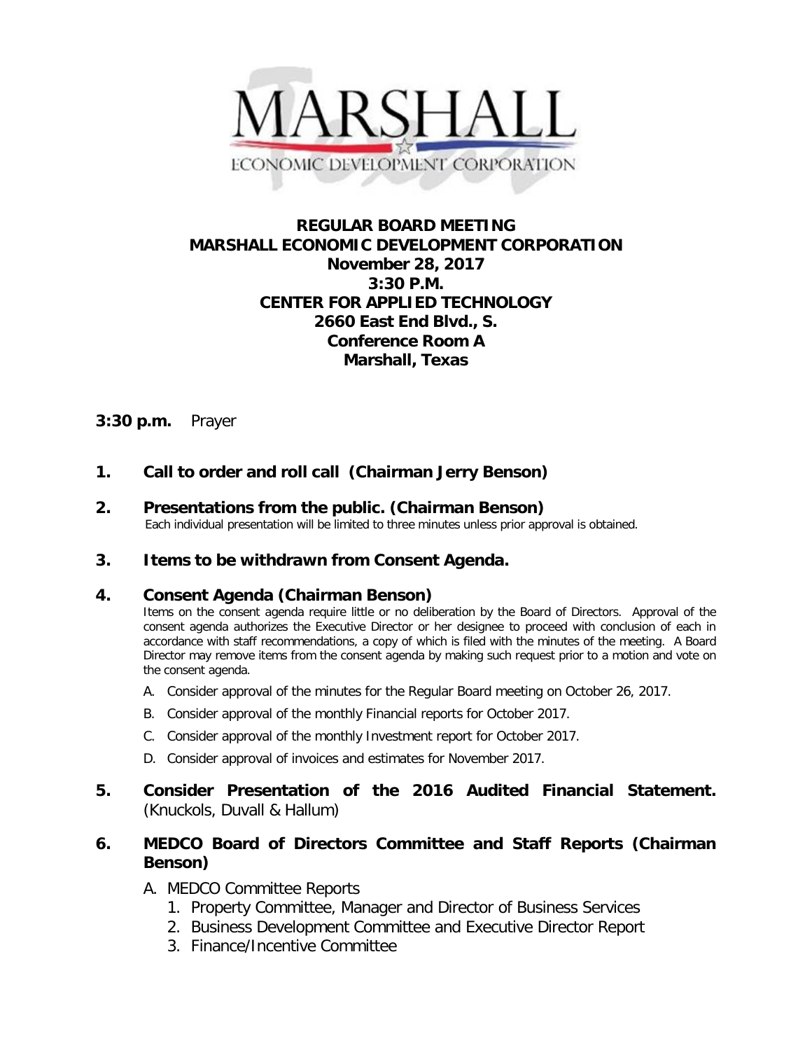MARSHALL

ECONOMIC DEVELOPMENT CORPORATION

# REGULAR BOARD MEETING
# MARSHALL ECONOMIC DEVELOPMENT CORPORATION

**November 28, 2017**
**3:30 P.M.**
**CENTER FOR APPLIED TECHNOLOGY**
**2660 East End Blvd., S.**
**Conference Room A**
**Marshall, Texas**

**3:30 p.m.** Prayer

**1. Call to order and roll call (Chairman Jerry Benson)**

**2. Presentations from the public. (Chairman Benson)**
Each individual presentation will be limited to three minutes unless prior approval is obtained.

**3. Items to be withdrawn from Consent Agenda.**

**4. Consent Agenda (Chairman Benson)**
Items on the consent agenda require little or no deliberation by the Board of Directors. Approval of the consent agenda authorizes the Executive Director or her designee to proceed with conclusion of each in accordance with staff recommendations, a copy of which is filed with the minutes of the meeting. A Board Director may remove items from the consent agenda by making such request prior to a motion and vote on the consent agenda.

A. Consider approval of the minutes for the Regular Board meeting on October 26, 2017.
B. Consider approval of the monthly Financial reports for October 2017.
C. Consider approval of the monthly Investment report for October 2017.
D. Consider approval of invoices and estimates for November 2017.

**5. Consider Presentation of the 2016 Audited Financial Statement.** (Knuckols, Duvall & Hallum)

**6. MEDCO Board of Directors Committee and Staff Reports (Chairman Benson)**

A. MEDCO Committee Reports
   1. Property Committee, Manager and Director of Business Services
   2. Business Development Committee and Executive Director Report
   3. Finance/Incentive Committee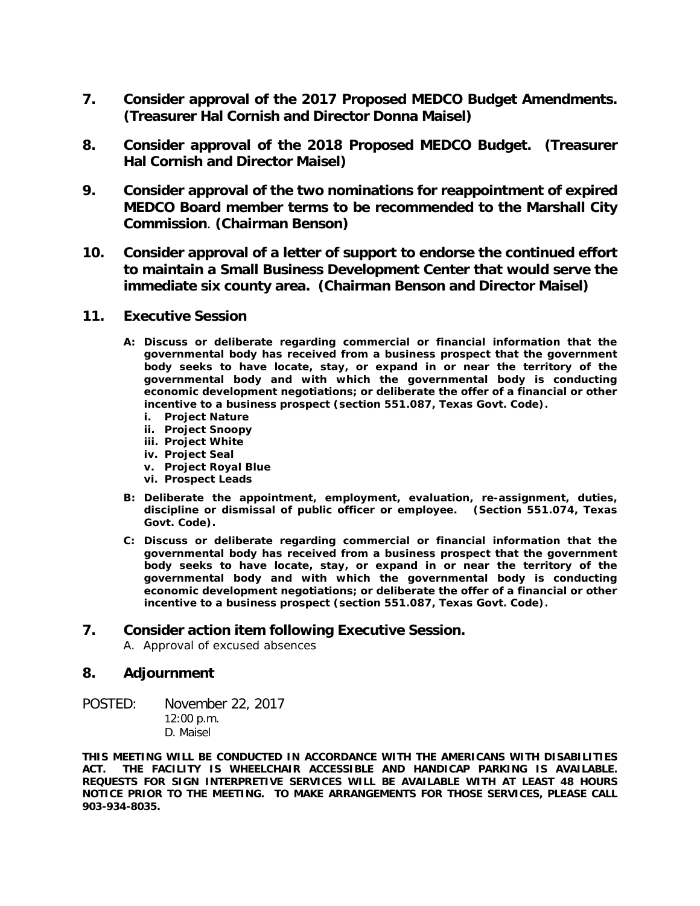**7. Consider approval of the 2017 Proposed MEDCO Budget Amendments. (Treasurer Hal Cornish and Director Donna Maisel)**

**8. Consider approval of the 2018 Proposed MEDCO Budget. (Treasurer Hal Cornish and Director Maisel)**

**9. Consider approval of the two nominations for reappointment of expired MEDCO Board member terms to be recommended to the Marshall City Commission. (Chairman Benson)**

**10. Consider approval of a letter of support to endorse the continued effort to maintain a Small Business Development Center that would serve the immediate six county area. (Chairman Benson and Director Maisel)**

**11. Executive Session**

- **A: Discuss or deliberate regarding commercial or financial information that the governmental body has received from a business prospect that the government body seeks to have locate, stay, or expand in or near the territory of the governmental body and with which the governmental body is conducting economic development negotiations; or deliberate the offer of a financial or other incentive to a business prospect (section 551.087, Texas Govt. Code).**
  - **i. Project Nature**
  - **ii. Project Snoopy**
  - **iii. Project White**
  - **iv. Project Seal**
  - **v. Project Royal Blue**
  - **vi. Prospect Leads**
- **B: Deliberate the appointment, employment, evaluation, re-assignment, duties, discipline or dismissal of public officer or employee. (Section 551.074, Texas Govt. Code).**
- **C: Discuss or deliberate regarding commercial or financial information that the governmental body has received from a business prospect that the government body seeks to have locate, stay, or expand in or near the territory of the governmental body and with which the governmental body is conducting economic development negotiations; or deliberate the offer of a financial or other incentive to a business prospect (section 551.087, Texas Govt. Code).**

**7. Consider action item following Executive Session.**

A. Approval of excused absences

**8. Adjournment**

POSTED: November 22, 2017
12:00 p.m.
D. Maisel

**THIS MEETING WILL BE CONDUCTED IN ACCORDANCE WITH THE AMERICANS WITH DISABILITIES ACT. THE FACILITY IS WHEELCHAIR ACCESSIBLE AND HANDICAP PARKING IS AVAILABLE. REQUESTS FOR SIGN INTERPRETIVE SERVICES WILL BE AVAILABLE WITH AT LEAST 48 HOURS NOTICE PRIOR TO THE MEETING. TO MAKE ARRANGEMENTS FOR THOSE SERVICES, PLEASE CALL 903-934-8035.**